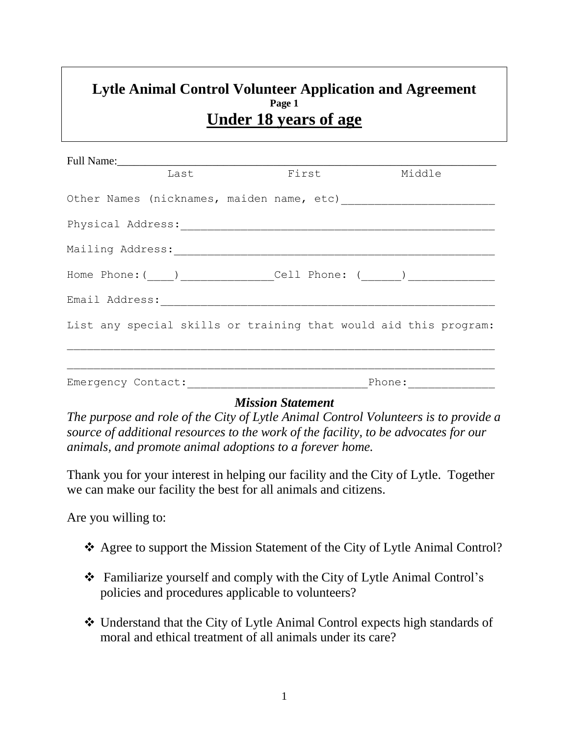# Lytle Animal Control Volunteer Application and Agreement

**Page 1**

## Under 18 years of age

Full Name:_______________________________________________
Last First Middle

Other Names (nicknames, maiden name, etc)_______________________

Physical Address:_______________________________________________

Mailing Address:________________________________________________

Home Phone:(____)______________Cell Phone: (______)_____________

Email Address:__________________________________________________

List any special skills or training that would aid this program:

________________________________________________________________

________________________________________________________________

Emergency Contact:___________________________Phone:_____________

***Mission Statement***

*The purpose and role of the City of Lytle Animal Control Volunteers is to provide a source of additional resources to the work of the facility, to be advocates for our animals, and promote animal adoptions to a forever home.*

Thank you for your interest in helping our facility and the City of Lytle. Together we can make our facility the best for all animals and citizens.

Are you willing to:

- Agree to support the Mission Statement of the City of Lytle Animal Control?
- Familiarize yourself and comply with the City of Lytle Animal Control's policies and procedures applicable to volunteers?
- Understand that the City of Lytle Animal Control expects high standards of moral and ethical treatment of all animals under its care?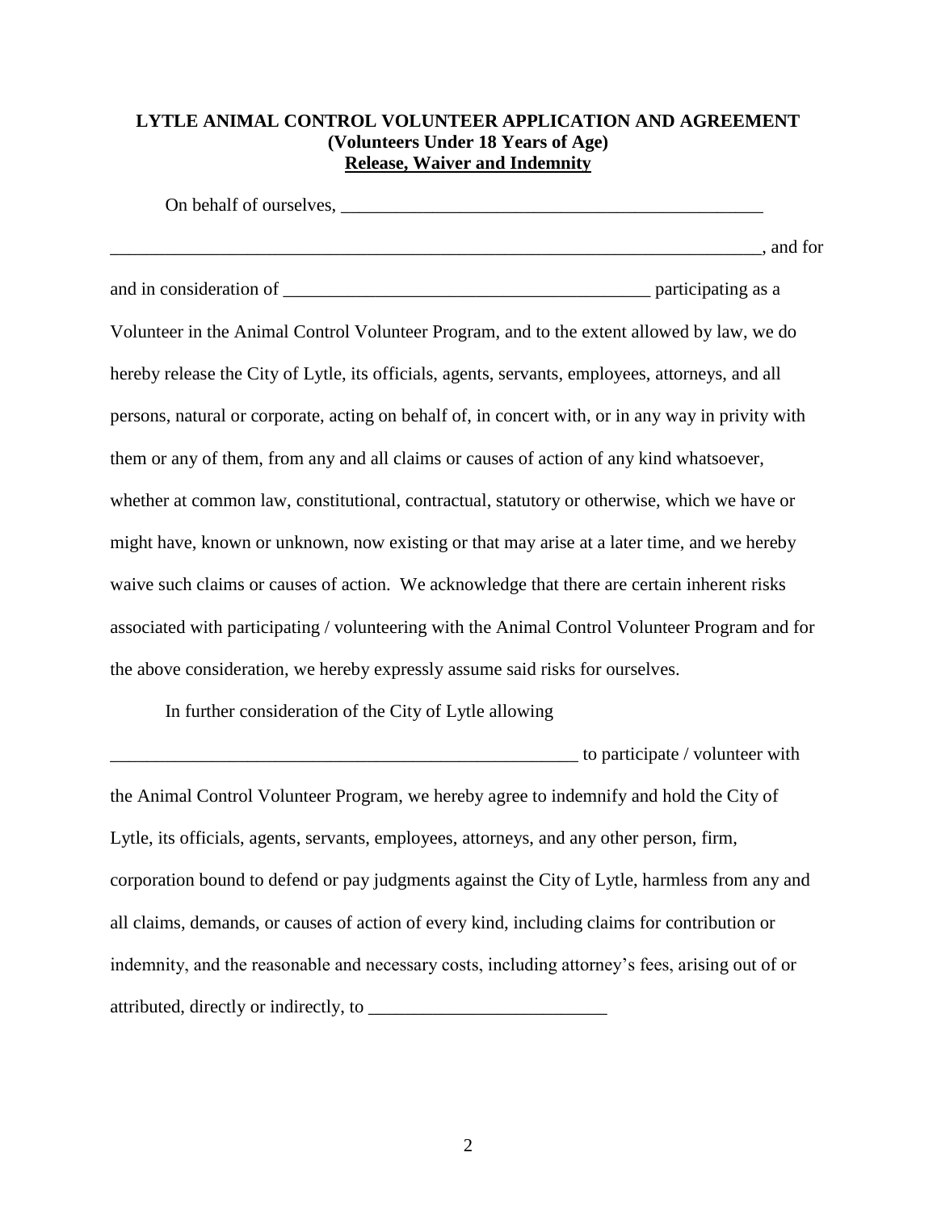**LYTLE ANIMAL CONTROL VOLUNTEER APPLICATION AND AGREEMENT**
**(Volunteers Under 18 Years of Age)**
**Release, Waiver and Indemnity**

On behalf of ourselves, _______________________________________________

__________________________________________________________________________, and for and in consideration of ________________________________________ participating as a Volunteer in the Animal Control Volunteer Program, and to the extent allowed by law, we do hereby release the City of Lytle, its officials, agents, servants, employees, attorneys, and all persons, natural or corporate, acting on behalf of, in concert with, or in any way in privity with them or any of them, from any and all claims or causes of action of any kind whatsoever, whether at common law, constitutional, contractual, statutory or otherwise, which we have or might have, known or unknown, now existing or that may arise at a later time, and we hereby waive such claims or causes of action. We acknowledge that there are certain inherent risks associated with participating / volunteering with the Animal Control Volunteer Program and for the above consideration, we hereby expressly assume said risks for ourselves.

In further consideration of the City of Lytle allowing _____________________________________________________ to participate / volunteer with the Animal Control Volunteer Program, we hereby agree to indemnify and hold the City of Lytle, its officials, agents, servants, employees, attorneys, and any other person, firm, corporation bound to defend or pay judgments against the City of Lytle, harmless from any and all claims, demands, or causes of action of every kind, including claims for contribution or indemnity, and the reasonable and necessary costs, including attorney's fees, arising out of or attributed, directly or indirectly, to __________________________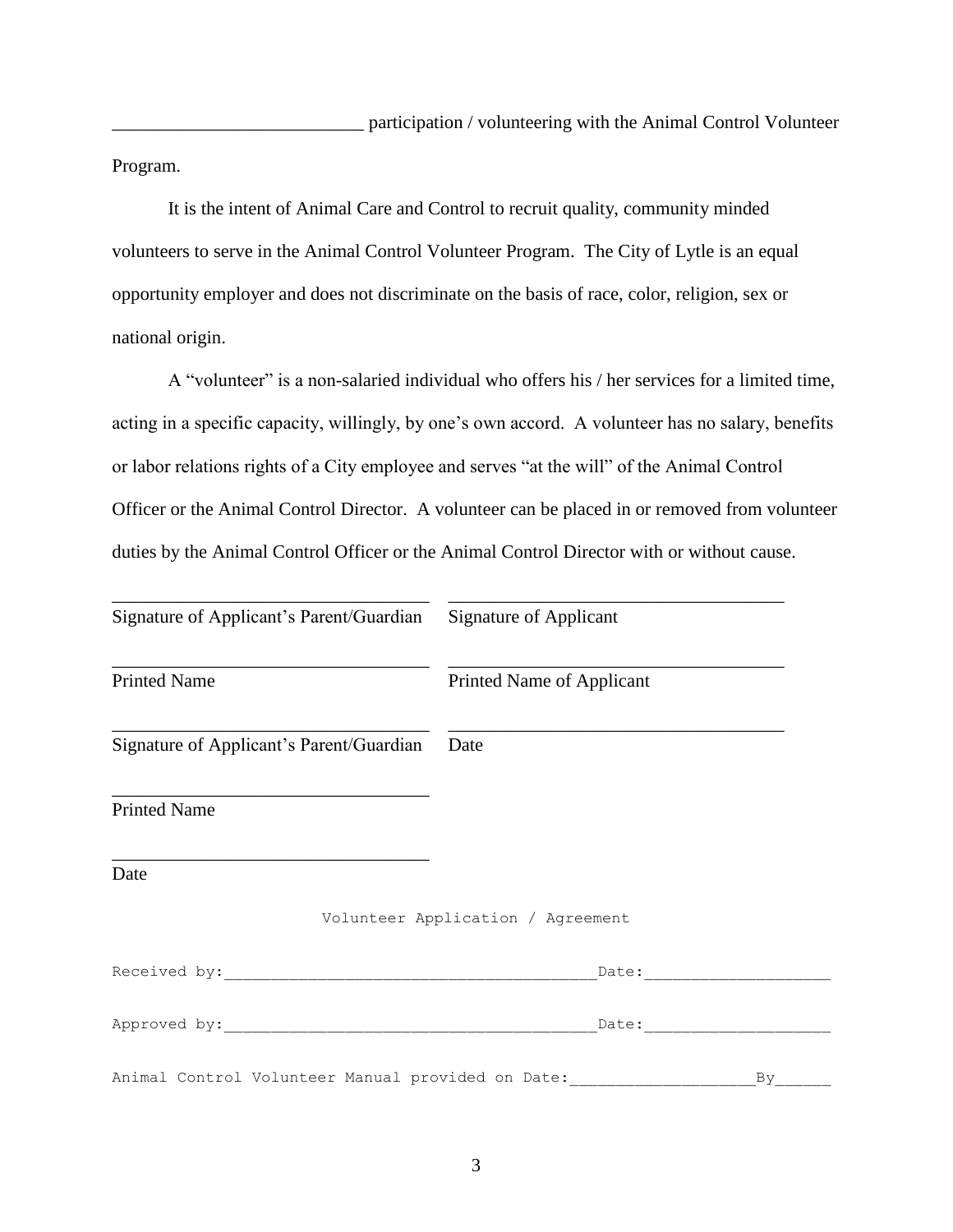___________________________ participation / volunteering with the Animal Control Volunteer Program.

It is the intent of Animal Care and Control to recruit quality, community minded volunteers to serve in the Animal Control Volunteer Program. The City of Lytle is an equal opportunity employer and does not discriminate on the basis of race, color, religion, sex or national origin.

A "volunteer" is a non-salaried individual who offers his / her services for a limited time, acting in a specific capacity, willingly, by one's own accord. A volunteer has no salary, benefits or labor relations rights of a City employee and serves "at the will" of the Animal Control Officer or the Animal Control Director. A volunteer can be placed in or removed from volunteer duties by the Animal Control Officer or the Animal Control Director with or without cause.

___________________________________ ___________________________________
Signature of Applicant's Parent/Guardian  Signature of Applicant

___________________________________ ___________________________________
Printed Name  Printed Name of Applicant

___________________________________ ___________________________________
Signature of Applicant's Parent/Guardian  Date

___________________________________
Printed Name

___________________________________
Date

Volunteer Application / Agreement

Received by:________________________________________Date:____________________

Approved by:________________________________________Date:____________________

Animal Control Volunteer Manual provided on Date:____________________By______